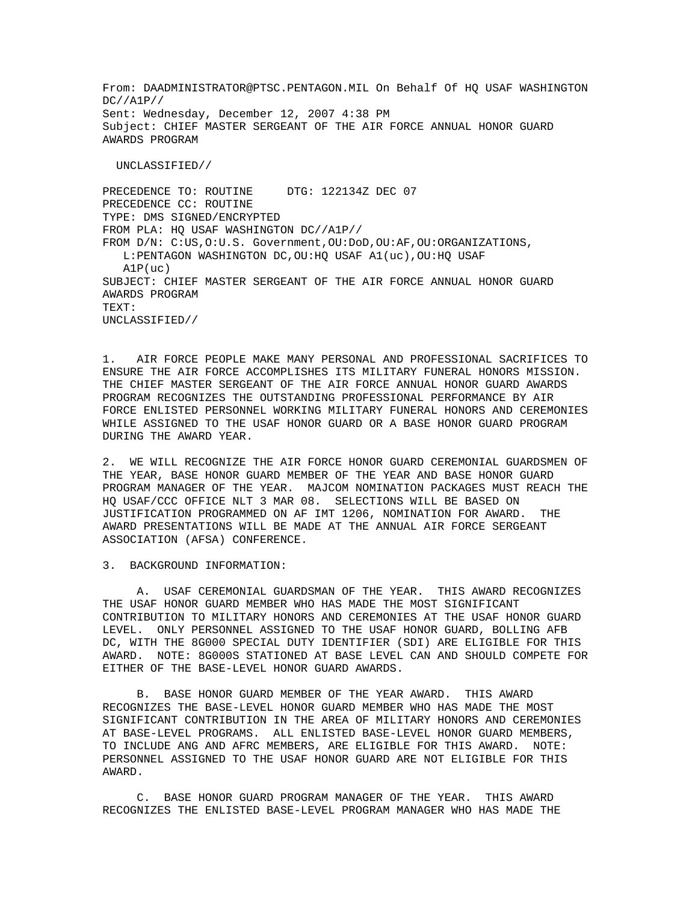From: DAADMINISTRATOR@PTSC.PENTAGON.MIL On Behalf Of HQ USAF WASHINGTON DC//A1P//
Sent: Wednesday, December 12, 2007 4:38 PM
Subject: CHIEF MASTER SERGEANT OF THE AIR FORCE ANNUAL HONOR GUARD AWARDS PROGRAM

UNCLASSIFIED//

PRECEDENCE TO: ROUTINE DTG: 122134Z DEC 07
PRECEDENCE CC: ROUTINE
TYPE: DMS SIGNED/ENCRYPTED
FROM PLA: HQ USAF WASHINGTON DC//A1P//
FROM D/N: C:US,O:U.S. Government,OU:DoD,OU:AF,OU:ORGANIZATIONS, L:PENTAGON WASHINGTON DC,OU:HQ USAF A1(uc),OU:HQ USAF A1P(uc)
SUBJECT: CHIEF MASTER SERGEANT OF THE AIR FORCE ANNUAL HONOR GUARD AWARDS PROGRAM
TEXT:
UNCLASSIFIED//

1. AIR FORCE PEOPLE MAKE MANY PERSONAL AND PROFESSIONAL SACRIFICES TO ENSURE THE AIR FORCE ACCOMPLISHES ITS MILITARY FUNERAL HONORS MISSION. THE CHIEF MASTER SERGEANT OF THE AIR FORCE ANNUAL HONOR GUARD AWARDS PROGRAM RECOGNIZES THE OUTSTANDING PROFESSIONAL PERFORMANCE BY AIR FORCE ENLISTED PERSONNEL WORKING MILITARY FUNERAL HONORS AND CEREMONIES WHILE ASSIGNED TO THE USAF HONOR GUARD OR A BASE HONOR GUARD PROGRAM DURING THE AWARD YEAR.

2. WE WILL RECOGNIZE THE AIR FORCE HONOR GUARD CEREMONIAL GUARDSMEN OF THE YEAR, BASE HONOR GUARD MEMBER OF THE YEAR AND BASE HONOR GUARD PROGRAM MANAGER OF THE YEAR. MAJCOM NOMINATION PACKAGES MUST REACH THE HQ USAF/CCC OFFICE NLT 3 MAR 08. SELECTIONS WILL BE BASED ON JUSTIFICATION PROGRAMMED ON AF IMT 1206, NOMINATION FOR AWARD. THE AWARD PRESENTATIONS WILL BE MADE AT THE ANNUAL AIR FORCE SERGEANT ASSOCIATION (AFSA) CONFERENCE.

3. BACKGROUND INFORMATION:

A. USAF CEREMONIAL GUARDSMAN OF THE YEAR. THIS AWARD RECOGNIZES THE USAF HONOR GUARD MEMBER WHO HAS MADE THE MOST SIGNIFICANT CONTRIBUTION TO MILITARY HONORS AND CEREMONIES AT THE USAF HONOR GUARD LEVEL. ONLY PERSONNEL ASSIGNED TO THE USAF HONOR GUARD, BOLLING AFB DC, WITH THE 8G000 SPECIAL DUTY IDENTIFIER (SDI) ARE ELIGIBLE FOR THIS AWARD. NOTE: 8G000S STATIONED AT BASE LEVEL CAN AND SHOULD COMPETE FOR EITHER OF THE BASE-LEVEL HONOR GUARD AWARDS.

B. BASE HONOR GUARD MEMBER OF THE YEAR AWARD. THIS AWARD RECOGNIZES THE BASE-LEVEL HONOR GUARD MEMBER WHO HAS MADE THE MOST SIGNIFICANT CONTRIBUTION IN THE AREA OF MILITARY HONORS AND CEREMONIES AT BASE-LEVEL PROGRAMS. ALL ENLISTED BASE-LEVEL HONOR GUARD MEMBERS, TO INCLUDE ANG AND AFRC MEMBERS, ARE ELIGIBLE FOR THIS AWARD. NOTE: PERSONNEL ASSIGNED TO THE USAF HONOR GUARD ARE NOT ELIGIBLE FOR THIS AWARD.

C. BASE HONOR GUARD PROGRAM MANAGER OF THE YEAR. THIS AWARD RECOGNIZES THE ENLISTED BASE-LEVEL PROGRAM MANAGER WHO HAS MADE THE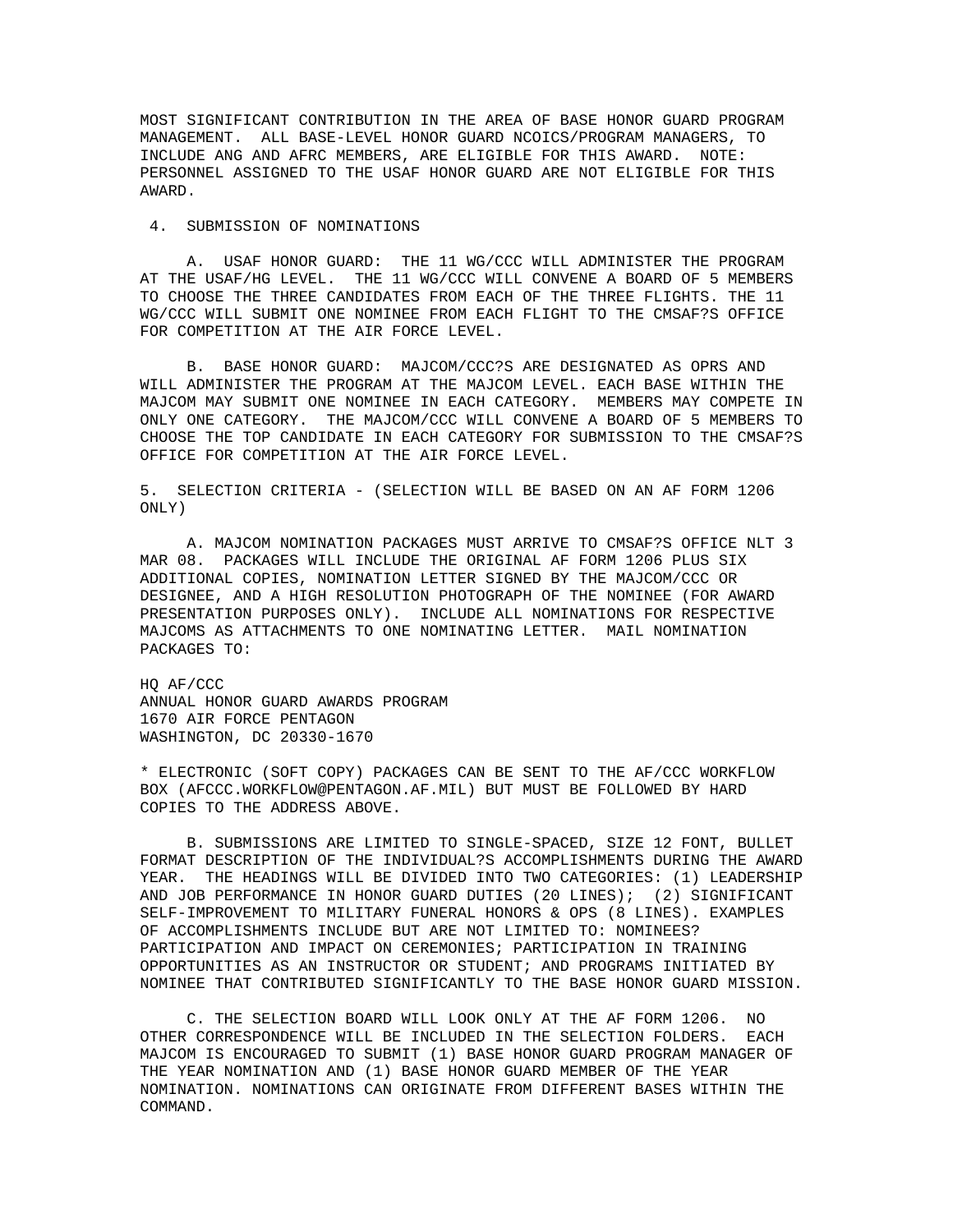MOST SIGNIFICANT CONTRIBUTION IN THE AREA OF BASE HONOR GUARD PROGRAM MANAGEMENT. ALL BASE-LEVEL HONOR GUARD NCOICS/PROGRAM MANAGERS, TO INCLUDE ANG AND AFRC MEMBERS, ARE ELIGIBLE FOR THIS AWARD. NOTE: PERSONNEL ASSIGNED TO THE USAF HONOR GUARD ARE NOT ELIGIBLE FOR THIS AWARD.

4. SUBMISSION OF NOMINATIONS

A. USAF HONOR GUARD: THE 11 WG/CCC WILL ADMINISTER THE PROGRAM AT THE USAF/HG LEVEL. THE 11 WG/CCC WILL CONVENE A BOARD OF 5 MEMBERS TO CHOOSE THE THREE CANDIDATES FROM EACH OF THE THREE FLIGHTS. THE 11 WG/CCC WILL SUBMIT ONE NOMINEE FROM EACH FLIGHT TO THE CMSAF?S OFFICE FOR COMPETITION AT THE AIR FORCE LEVEL.

B. BASE HONOR GUARD: MAJCOM/CCC?S ARE DESIGNATED AS OPRS AND WILL ADMINISTER THE PROGRAM AT THE MAJCOM LEVEL. EACH BASE WITHIN THE MAJCOM MAY SUBMIT ONE NOMINEE IN EACH CATEGORY. MEMBERS MAY COMPETE IN ONLY ONE CATEGORY. THE MAJCOM/CCC WILL CONVENE A BOARD OF 5 MEMBERS TO CHOOSE THE TOP CANDIDATE IN EACH CATEGORY FOR SUBMISSION TO THE CMSAF?S OFFICE FOR COMPETITION AT THE AIR FORCE LEVEL.

5. SELECTION CRITERIA - (SELECTION WILL BE BASED ON AN AF FORM 1206 ONLY)

A. MAJCOM NOMINATION PACKAGES MUST ARRIVE TO CMSAF?S OFFICE NLT 3 MAR 08. PACKAGES WILL INCLUDE THE ORIGINAL AF FORM 1206 PLUS SIX ADDITIONAL COPIES, NOMINATION LETTER SIGNED BY THE MAJCOM/CCC OR DESIGNEE, AND A HIGH RESOLUTION PHOTOGRAPH OF THE NOMINEE (FOR AWARD PRESENTATION PURPOSES ONLY). INCLUDE ALL NOMINATIONS FOR RESPECTIVE MAJCOMS AS ATTACHMENTS TO ONE NOMINATING LETTER. MAIL NOMINATION PACKAGES TO:

HQ AF/CCC
ANNUAL HONOR GUARD AWARDS PROGRAM
1670 AIR FORCE PENTAGON
WASHINGTON, DC 20330-1670

* ELECTRONIC (SOFT COPY) PACKAGES CAN BE SENT TO THE AF/CCC WORKFLOW BOX (AFCCC.WORKFLOW@PENTAGON.AF.MIL) BUT MUST BE FOLLOWED BY HARD COPIES TO THE ADDRESS ABOVE.

B. SUBMISSIONS ARE LIMITED TO SINGLE-SPACED, SIZE 12 FONT, BULLET FORMAT DESCRIPTION OF THE INDIVIDUAL?S ACCOMPLISHMENTS DURING THE AWARD YEAR. THE HEADINGS WILL BE DIVIDED INTO TWO CATEGORIES: (1) LEADERSHIP AND JOB PERFORMANCE IN HONOR GUARD DUTIES (20 LINES); (2) SIGNIFICANT SELF-IMPROVEMENT TO MILITARY FUNERAL HONORS & OPS (8 LINES). EXAMPLES OF ACCOMPLISHMENTS INCLUDE BUT ARE NOT LIMITED TO: NOMINEES? PARTICIPATION AND IMPACT ON CEREMONIES; PARTICIPATION IN TRAINING OPPORTUNITIES AS AN INSTRUCTOR OR STUDENT; AND PROGRAMS INITIATED BY NOMINEE THAT CONTRIBUTED SIGNIFICANTLY TO THE BASE HONOR GUARD MISSION.

C. THE SELECTION BOARD WILL LOOK ONLY AT THE AF FORM 1206. NO OTHER CORRESPONDENCE WILL BE INCLUDED IN THE SELECTION FOLDERS. EACH MAJCOM IS ENCOURAGED TO SUBMIT (1) BASE HONOR GUARD PROGRAM MANAGER OF THE YEAR NOMINATION AND (1) BASE HONOR GUARD MEMBER OF THE YEAR NOMINATION. NOMINATIONS CAN ORIGINATE FROM DIFFERENT BASES WITHIN THE COMMAND.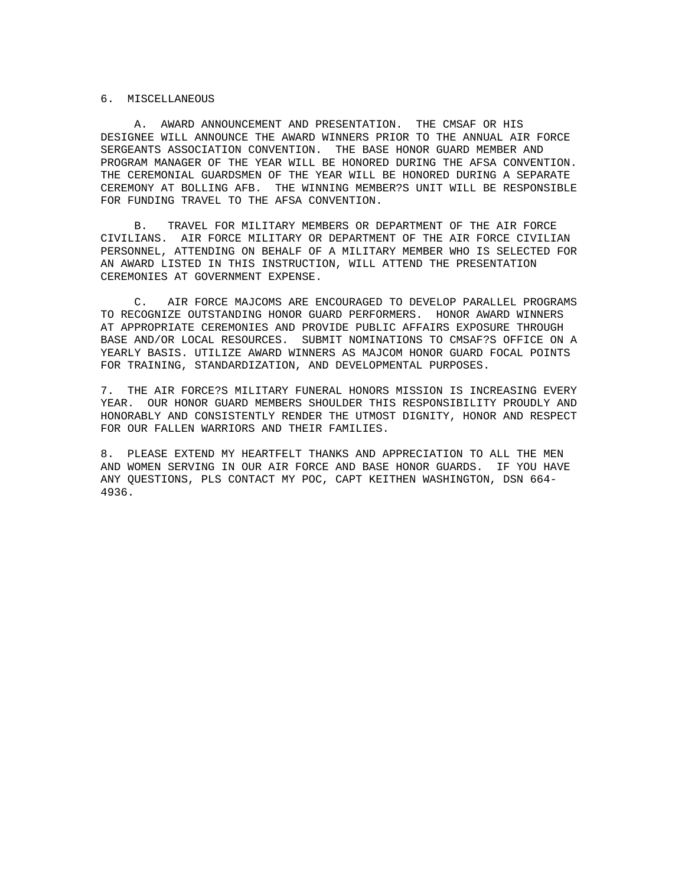6. MISCELLANEOUS

A. AWARD ANNOUNCEMENT AND PRESENTATION. THE CMSAF OR HIS DESIGNEE WILL ANNOUNCE THE AWARD WINNERS PRIOR TO THE ANNUAL AIR FORCE SERGEANTS ASSOCIATION CONVENTION. THE BASE HONOR GUARD MEMBER AND PROGRAM MANAGER OF THE YEAR WILL BE HONORED DURING THE AFSA CONVENTION. THE CEREMONIAL GUARDSMEN OF THE YEAR WILL BE HONORED DURING A SEPARATE CEREMONY AT BOLLING AFB. THE WINNING MEMBER?S UNIT WILL BE RESPONSIBLE FOR FUNDING TRAVEL TO THE AFSA CONVENTION.

B. TRAVEL FOR MILITARY MEMBERS OR DEPARTMENT OF THE AIR FORCE CIVILIANS. AIR FORCE MILITARY OR DEPARTMENT OF THE AIR FORCE CIVILIAN PERSONNEL, ATTENDING ON BEHALF OF A MILITARY MEMBER WHO IS SELECTED FOR AN AWARD LISTED IN THIS INSTRUCTION, WILL ATTEND THE PRESENTATION CEREMONIES AT GOVERNMENT EXPENSE.

C. AIR FORCE MAJCOMS ARE ENCOURAGED TO DEVELOP PARALLEL PROGRAMS TO RECOGNIZE OUTSTANDING HONOR GUARD PERFORMERS. HONOR AWARD WINNERS AT APPROPRIATE CEREMONIES AND PROVIDE PUBLIC AFFAIRS EXPOSURE THROUGH BASE AND/OR LOCAL RESOURCES. SUBMIT NOMINATIONS TO CMSAF?S OFFICE ON A YEARLY BASIS. UTILIZE AWARD WINNERS AS MAJCOM HONOR GUARD FOCAL POINTS FOR TRAINING, STANDARDIZATION, AND DEVELOPMENTAL PURPOSES.

7. THE AIR FORCE?S MILITARY FUNERAL HONORS MISSION IS INCREASING EVERY YEAR. OUR HONOR GUARD MEMBERS SHOULDER THIS RESPONSIBILITY PROUDLY AND HONORABLY AND CONSISTENTLY RENDER THE UTMOST DIGNITY, HONOR AND RESPECT FOR OUR FALLEN WARRIORS AND THEIR FAMILIES.

8. PLEASE EXTEND MY HEARTFELT THANKS AND APPRECIATION TO ALL THE MEN AND WOMEN SERVING IN OUR AIR FORCE AND BASE HONOR GUARDS. IF YOU HAVE ANY QUESTIONS, PLS CONTACT MY POC, CAPT KEITHEN WASHINGTON, DSN 664-4936.